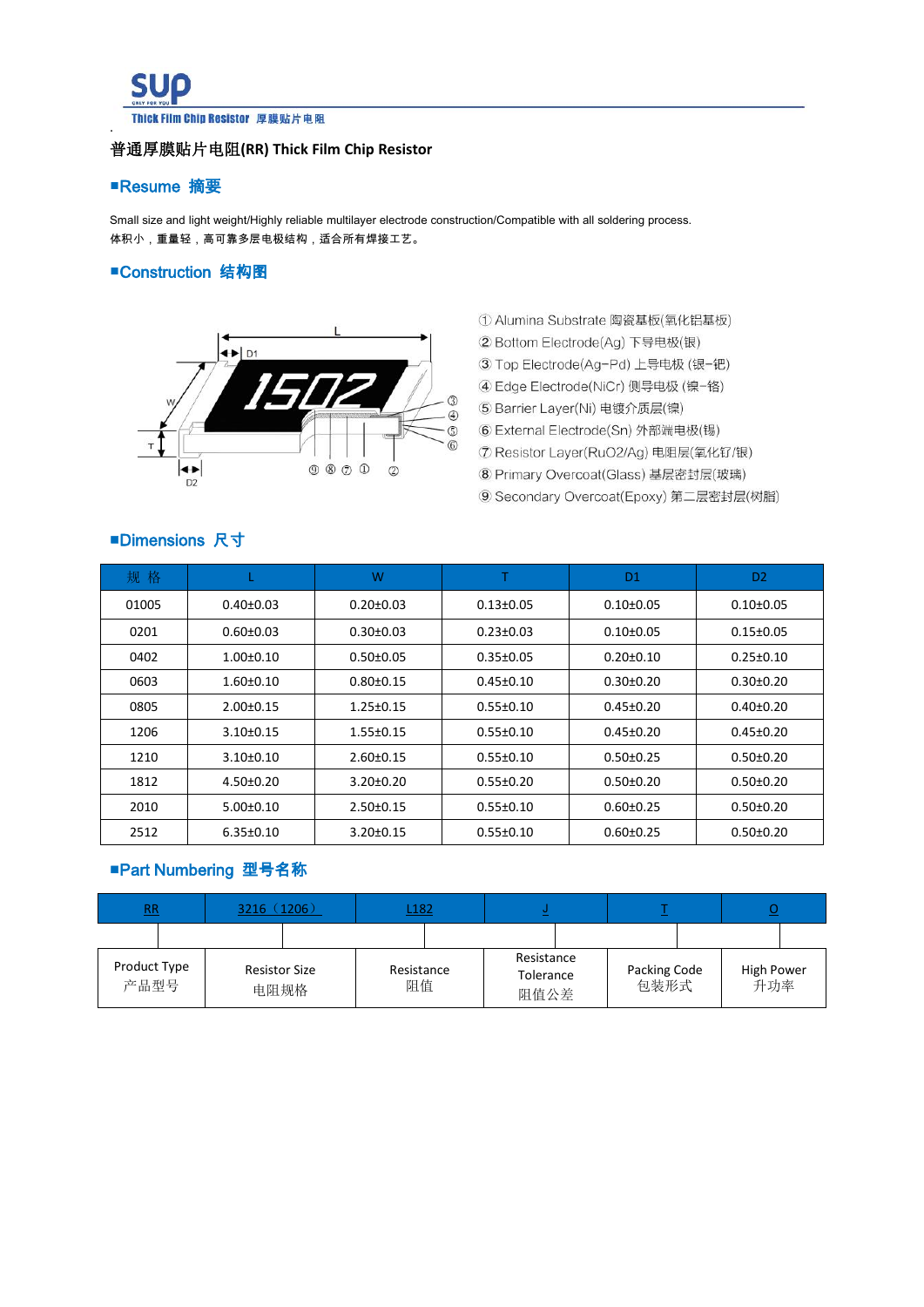普通厚膜贴片电阻(RR) Thick Film Chip Resistor

## ■Resume 摘要

Small size and light weight/Highly reliable multilayer electrode construction/Compatible with all soldering process.
体积小，重量轻，高可靠多层电极结构，适合所有焊接工艺。

## ■Construction 结构图

① Alumina Substrate 陶瓷基板(氧化铝基板)
② Bottom Electrode(Ag) 下导电极(银)
③ Top Electrode(Ag-Pd) 上导电极 (银-钯)
④ Edge Electrode(NiCr) 侧导电极 (镍-铬)
⑤ Barrier Layer(Ni) 电镀介质层(镍)
⑥ External Electrode(Sn) 外部端电极(锡)
⑦ Resistor Layer(RuO2/Ag) 电阻层(氧化钌/银)
⑧ Primary Overcoat(Glass) 基层密封层(玻璃)
⑨ Secondary Overcoat(Epoxy) 第二层密封层(树脂)

## ■Dimensions 尺寸

| 规 格 | L | W | T | D1 | D2 |
|---|---|---|---|---|---|
| 01005 | 0.40±0.03 | 0.20±0.03 | 0.13±0.05 | 0.10±0.05 | 0.10±0.05 |
| 0201 | 0.60±0.03 | 0.30±0.03 | 0.23±0.03 | 0.10±0.05 | 0.15±0.05 |
| 0402 | 1.00±0.10 | 0.50±0.05 | 0.35±0.05 | 0.20±0.10 | 0.25±0.10 |
| 0603 | 1.60±0.10 | 0.80±0.15 | 0.45±0.10 | 0.30±0.20 | 0.30±0.20 |
| 0805 | 2.00±0.15 | 1.25±0.15 | 0.55±0.10 | 0.45±0.20 | 0.40±0.20 |
| 1206 | 3.10±0.15 | 1.55±0.15 | 0.55±0.10 | 0.45±0.20 | 0.45±0.20 |
| 1210 | 3.10±0.10 | 2.60±0.15 | 0.55±0.10 | 0.50±0.25 | 0.50±0.20 |
| 1812 | 4.50±0.20 | 3.20±0.20 | 0.55±0.20 | 0.50±0.20 | 0.50±0.20 |
| 2010 | 5.00±0.10 | 2.50±0.15 | 0.55±0.10 | 0.60±0.25 | 0.50±0.20 |
| 2512 | 6.35±0.10 | 3.20±0.15 | 0.55±0.10 | 0.60±0.25 | 0.50±0.20 |

## ■Part Numbering 型号名称

| RR | 3216（1206） | L182 | J | T | O |
|---|---|---|---|---|---|
| Product Type 产品型号 | Resistor Size 电阻规格 | Resistance 阻值 | Resistance Tolerance 阻值公差 | Packing Code 包装形式 | High Power 升功率 |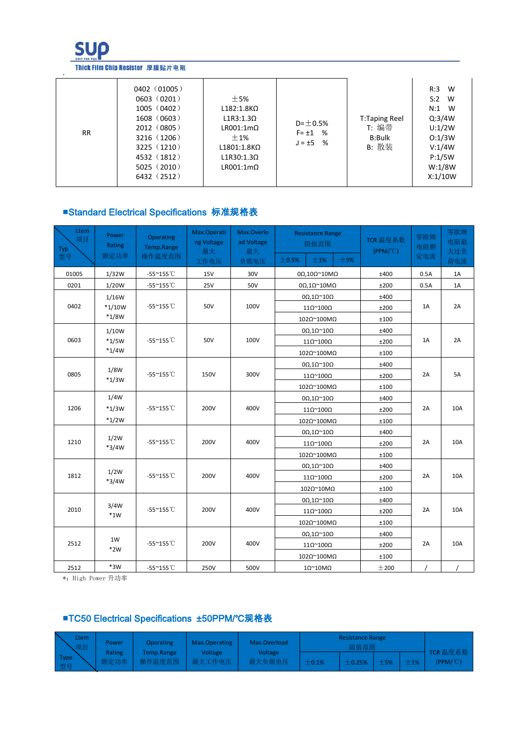SUP

Thick Film Chip Resistor 厚膜贴片电阻

| RR | 0402（01005）<br>0603（0201）<br>1005（0402）<br>1608（0603）<br>2012（0805）<br>3216（1206）<br>3225（1210）<br>4532（1812）<br>5025（2010）<br>6432（2512） | ±5%<br>L182:1.8KΩ<br>L1R3:1.3Ω<br>LR001:1mΩ<br>±1%<br>L1801:1.8KΩ<br>L1R30:1.3Ω<br>LR001:1mΩ | D=±0.5%<br>F= ±1 %<br>J = ±5 % | T:Taping Reel<br>T: 编带<br>B:Bulk<br>B: 散装 | R:3 W<br>S:2 W<br>N:1 W<br>Q:3/4W<br>U:1/2W<br>O:1/3W<br>V:1/4W<br>P:1/5W<br>W:1/8W<br>X:1/10W |
|---|---|---|---|---|---|

## ■Standard Electrical Specifications 标准规格表

| Ltem 项目 / Typ 型号 | Power Rating 额定功率 | Operating Temp.Range 操作温度范围 | Max.Operating Voltage 最大工作电压 | Max.Overload Voltage 最大负载电压 | Resistance Range 阻值范围 | | | TCR 温度系数 (PPM/℃) | 零欧姆电阻额定电流 | 零欧姆电阻最大过负荷电流 |
|---|---|---|---|---|---|---|---|---|---|---|
| | | | | | ±0.5% | ±1% | ±5% | | | |
| 01005 | 1/32W | -55~155℃ | 15V | 30V | 0Ω,10Ω~10MΩ | | | ±400 | 0.5A | 1A |
| 0201 | 1/20W | -55~155℃ | 25V | 50V | 0Ω,1Ω~10MΩ | | | ±200 | 0.5A | 1A |
| 0402 | 1/16W<br>*1/10W<br>*1/8W | -55~155℃ | 50V | 100V | 0Ω,1Ω~10Ω | | | ±400 | 1A | 2A |
| | | | | | 11Ω~100Ω | | | ±200 | | |
| | | | | | 102Ω~100MΩ | | | ±100 | | |
| 0603 | 1/10W<br>*1/5W<br>*1/4W | -55~155℃ | 50V | 100V | 0Ω,1Ω~10Ω | | | ±400 | 1A | 2A |
| | | | | | 11Ω~100Ω | | | ±200 | | |
| | | | | | 102Ω~100MΩ | | | ±100 | | |
| 0805 | 1/8W<br>*1/3W | -55~155℃ | 150V | 300V | 0Ω,1Ω~10Ω | | | ±400 | 2A | 5A |
| | | | | | 11Ω~100Ω | | | ±200 | | |
| | | | | | 102Ω~100MΩ | | | ±100 | | |
| 1206 | 1/4W<br>*1/3W<br>*1/2W | -55~155℃ | 200V | 400V | 0Ω,1Ω~10Ω | | | ±400 | 2A | 10A |
| | | | | | 11Ω~100Ω | | | ±200 | | |
| | | | | | 102Ω~100MΩ | | | ±100 | | |
| 1210 | 1/2W<br>*3/4W | -55~155℃ | 200V | 400V | 0Ω,1Ω~10Ω | | | ±400 | 2A | 10A |
| | | | | | 11Ω~100Ω | | | ±200 | | |
| | | | | | 102Ω~100MΩ | | | ±100 | | |
| 1812 | 1/2W<br>*3/4W | -55~155℃ | 200V | 400V | 0Ω,1Ω~10Ω | | | ±400 | 2A | 10A |
| | | | | | 11Ω~100Ω | | | ±200 | | |
| | | | | | 102Ω~10MΩ | | | ±100 | | |
| 2010 | 3/4W<br>*1W | -55~155℃ | 200V | 400V | 0Ω,1Ω~10Ω | | | ±400 | 2A | 10A |
| | | | | | 11Ω~100Ω | | | ±200 | | |
| | | | | | 102Ω~100MΩ | | | ±100 | | |
| 2512 | 1W<br>*2W | -55~155℃ | 200V | 400V | 0Ω,1Ω~10Ω | | | ±400 | 2A | 10A |
| | | | | | 11Ω~100Ω | | | ±200 | | |
| | | | | | 102Ω~100MΩ | | | ±100 | | |
| 2512 | *3W | -55~155℃ | 250V | 500V | 1Ω~10MΩ | | | ±200 | / | / |

*: High Power 升功率

## ■TC50 Electrical Specifications ±50PPM/℃规格表

| Ltem 项目 / Type 型号 | Power Rating 额定功率 | Operating Temp.Range 操作温度范围 | Max.Operating Voltage 最大工作电压 | Max.Overload Voltage 最大负载电压 | Resistance Range 阻值范围 | | | | TCR 温度系数 (PPM/℃) |
|---|---|---|---|---|---|---|---|---|---|
| | | | | | ±0.1% | ±0.25% | ±5% | ±1% | |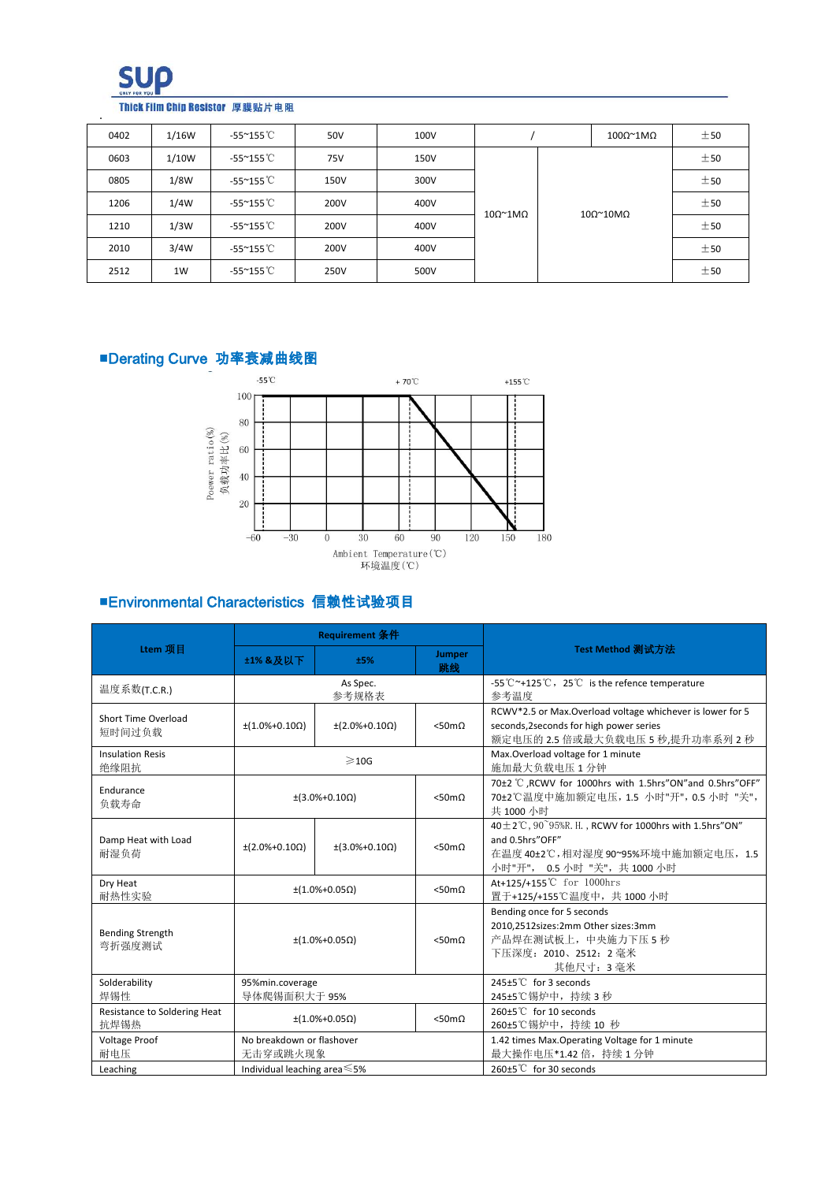Thick Film Chip Resistor 厚膜贴片电阻

| 0402 | 1/16W | -55~155℃ | 50V | 100V | / | | 10Ω~1MΩ | ±50 |
|---|---|---|---|---|---|---|---|---|
| 0603 | 1/10W | -55~155℃ | 75V | 150V | 10Ω~1MΩ | 10Ω~10MΩ | | ±50 |
| 0805 | 1/8W | -55~155℃ | 150V | 300V | | | | ±50 |
| 1206 | 1/4W | -55~155℃ | 200V | 400V | | | | ±50 |
| 1210 | 1/3W | -55~155℃ | 200V | 400V | | | | ±50 |
| 2010 | 3/4W | -55~155℃ | 200V | 400V | | | | ±50 |
| 2512 | 1W | -55~155℃ | 250V | 500V | | | | ±50 |

## ■Derating Curve 功率衰减曲线图

Poewer ratio(%) 负载功率比(%)

Ambient Temperature(℃) 环境温度(℃)

-55℃ +70℃ +155℃

## ■Environmental Characteristics 信赖性试验项目

| Ltem 项目 | Requirement 条件 | | | Test Method 测试方法 |
|---|---|---|---|---|
| | ±1% &及以下 | ±5% | Jumper 跳线 | |
| 温度系数(T.C.R.) | As Spec. 参考规格表 | | | -55℃~+125℃，25℃ is the refence temperature 参考温度 |
| Short Time Overload 短时间过负载 | ±(1.0%+0.10Ω) | ±(2.0%+0.10Ω) | <50mΩ | RCWV*2.5 or Max.Overload voltage whichever is lower for 5 seconds,2seconds for high power series 额定电压的 2.5 倍或最大负载电压 5 秒,提升功率系列 2 秒 |
| Insulation Resis 绝缘阻抗 | ≥10G | | | Max.Overload voltage for 1 minute 施加最大负载电压 1 分钟 |
| Endurance 负载寿命 | ±(3.0%+0.10Ω) | | <50mΩ | 70±2 ℃ ,RCWV for 1000hrs with 1.5hrs"ON"and 0.5hrs"OFF" 70±2℃温度中施加额定电压，1.5 小时"开"，0.5 小时 "关"，共 1000 小时 |
| Damp Heat with Load 耐湿负荷 | ±(2.0%+0.10Ω) | ±(3.0%+0.10Ω) | <50mΩ | 40±2℃, 90~95%R. H. , RCWV for 1000hrs with 1.5hrs"ON" and 0.5hrs"OFF" 在温度 40±2℃，相对湿度 90~95%环境中施加额定电压，1.5 小时"开"， 0.5 小时 "关"，共 1000 小时 |
| Dry Heat 耐热性实验 | ±(1.0%+0.05Ω) | | <50mΩ | At+125/+155℃ for 1000hrs 置于+125/+155℃温度中，共 1000 小时 |
| Bending Strength 弯折强度测试 | ±(1.0%+0.05Ω) | | <50mΩ | Bending once for 5 seconds 2010,2512sizes:2mm Other sizes:3mm 产品焊在测试板上，中央施力下压 5 秒 下压深度：2010、2512：2 毫米 其他尺寸：3 毫米 |
| Solderability 焊锡性 | 95%min.coverage 导体爬锡面积大于 95% | | | 245±5℃ for 3 seconds 245±5℃锡炉中，持续 3 秒 |
| Resistance to Soldering Heat 抗焊锡热 | ±(1.0%+0.05Ω) | | <50mΩ | 260±5℃ for 10 seconds 260±5℃锡炉中，持续 10 秒 |
| Voltage Proof 耐电压 | No breakdown or flashover 无击穿或跳火现象 | | | 1.42 times Max.Operating Voltage for 1 minute 最大操作电压*1.42 倍，持续 1 分钟 |
| Leaching | Individual leaching area≤5% | | | 260±5℃ for 30 seconds |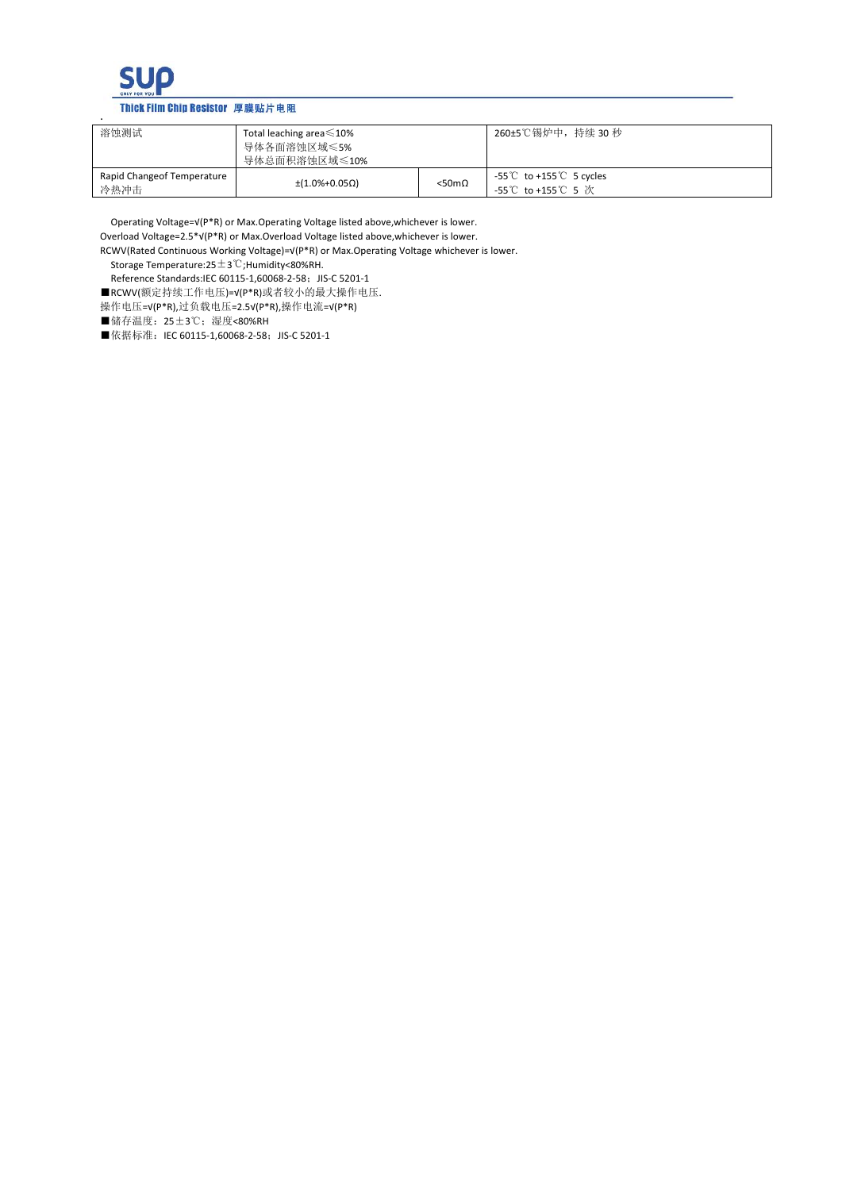| | | | |
|---|---|---|---|
| 溶蚀测试 | Total leaching area≤10%<br>导体各面溶蚀区域≤5%<br>导体总面积溶蚀区域≤10% | | 260±5℃锡炉中，持续 30 秒 |
| Rapid Changeof Temperature<br>冷热冲击 | ±(1.0%+0.05Ω) | <50mΩ | -55℃ to +155℃ 5 cycles<br>-55℃ to +155℃ 5 次 |

Operating Voltage=√(P*R) or Max.Operating Voltage listed above,whichever is lower.

Overload Voltage=2.5*√(P*R) or Max.Overload Voltage listed above,whichever is lower.

RCWV(Rated Continuous Working Voltage)=√(P*R) or Max.Operating Voltage whichever is lower.

Storage Temperature:25±3℃;Humidity<80%RH.

Reference Standards:IEC 60115-1,60068-2-58；JIS-C 5201-1

■RCWV(额定持续工作电压)=√(P*R)或者较小的最大操作电压.

操作电压=√(P*R),过负载电压=2.5√(P*R),操作电流=√(P*R)

■储存温度：25±3℃；湿度<80%RH

■依据标准：IEC 60115-1,60068-2-58；JIS-C 5201-1